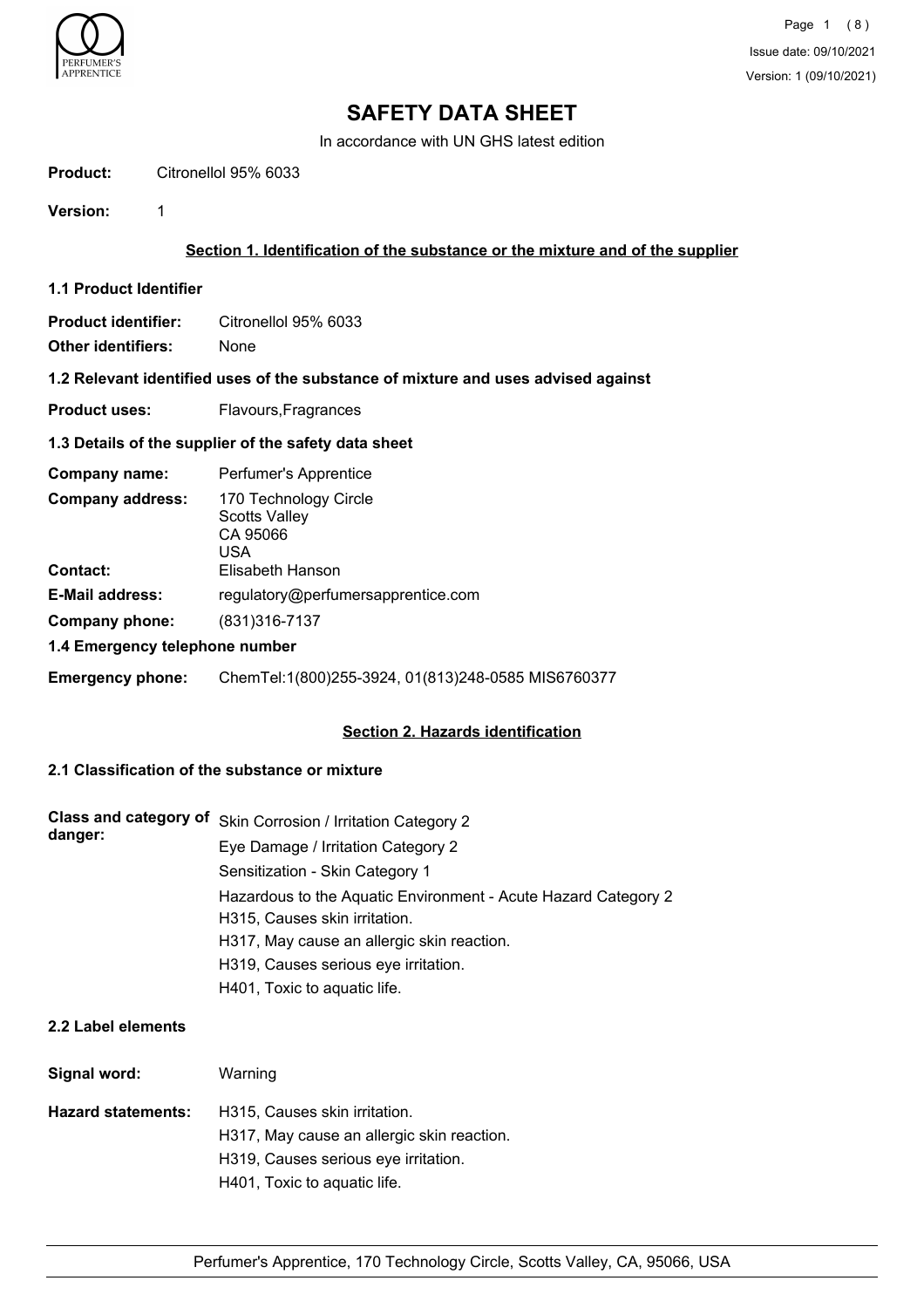# SAFETY DATA SHEET

In accordance with UN GHS latest edition

**Product:** Citronellol 95% 6033

**Version:** 1

## Section 1. Identification of the substance or the mixture and of the supplier

### 1.1 Product Identifier

**Product identifier:** Citronellol 95% 6033

**Other identifiers:** None

### 1.2 Relevant identified uses of the substance of mixture and uses advised against

**Product uses:** Flavours,Fragrances

### 1.3 Details of the supplier of the safety data sheet

**Company name:** Perfumer's Apprentice

**Company address:** 170 Technology Circle
Scotts Valley
CA 95066
USA

**Contact:** Elisabeth Hanson

**E-Mail address:** regulatory@perfumersapprentice.com

**Company phone:** (831)316-7137

### 1.4 Emergency telephone number

**Emergency phone:** ChemTel:1(800)255-3924, 01(813)248-0585 MIS6760377

## Section 2. Hazards identification

### 2.1 Classification of the substance or mixture

**Class and category of danger:**
Skin Corrosion / Irritation Category 2
Eye Damage / Irritation Category 2
Sensitization - Skin Category 1
Hazardous to the Aquatic Environment - Acute Hazard Category 2
H315, Causes skin irritation.
H317, May cause an allergic skin reaction.
H319, Causes serious eye irritation.
H401, Toxic to aquatic life.

### 2.2 Label elements

**Signal word:** Warning

**Hazard statements:**
H315, Causes skin irritation.
H317, May cause an allergic skin reaction.
H319, Causes serious eye irritation.
H401, Toxic to aquatic life.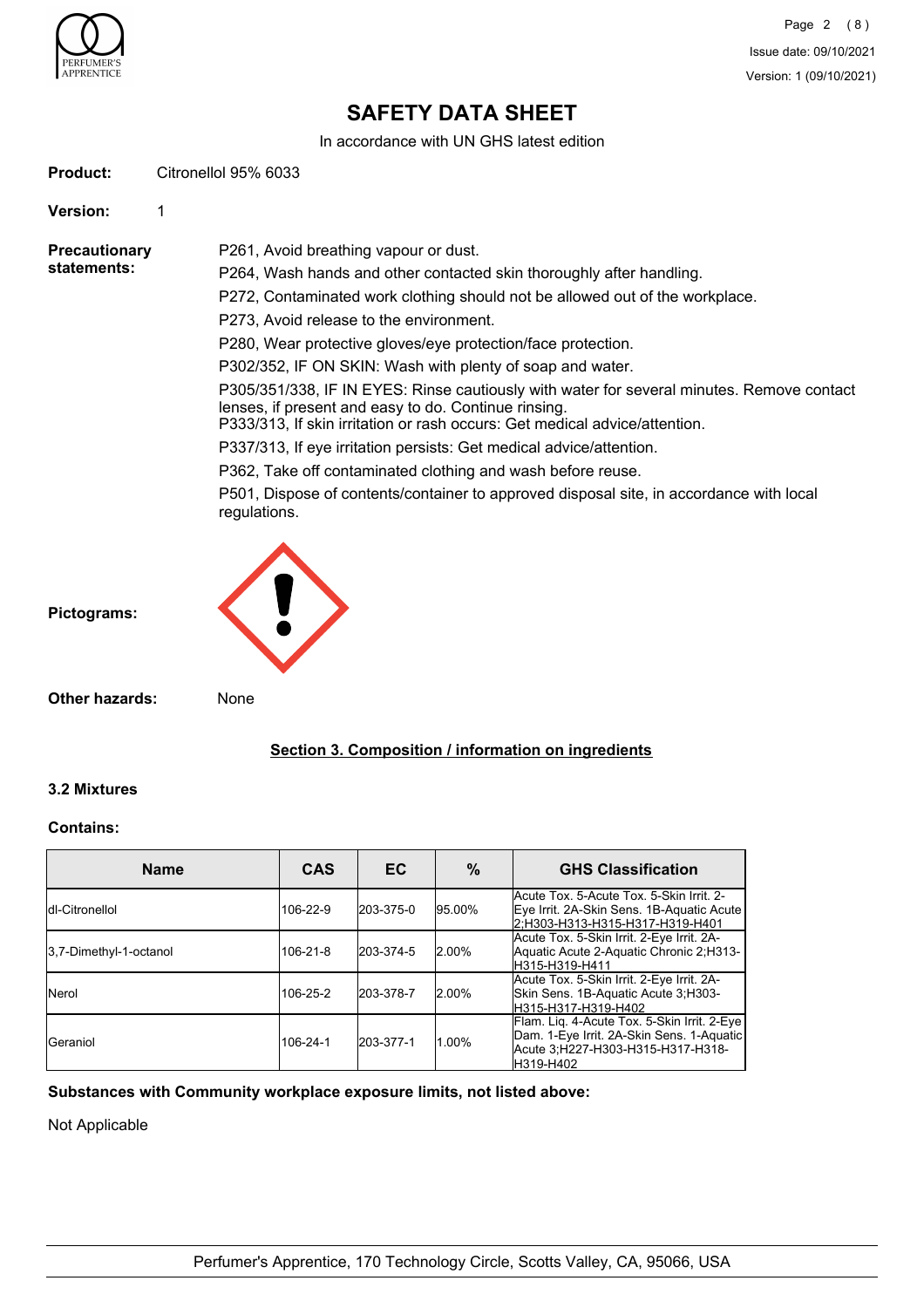# SAFETY DATA SHEET

In accordance with UN GHS latest edition

**Product:** Citronellol 95% 6033

**Version:** 1

**Precautionary statements:**

P261, Avoid breathing vapour or dust.

P264, Wash hands and other contacted skin thoroughly after handling.

P272, Contaminated work clothing should not be allowed out of the workplace.

P273, Avoid release to the environment.

P280, Wear protective gloves/eye protection/face protection.

P302/352, IF ON SKIN: Wash with plenty of soap and water.

P305/351/338, IF IN EYES: Rinse cautiously with water for several minutes. Remove contact lenses, if present and easy to do. Continue rinsing.
P333/313, If skin irritation or rash occurs: Get medical advice/attention.

P337/313, If eye irritation persists: Get medical advice/attention.

P362, Take off contaminated clothing and wash before reuse.

P501, Dispose of contents/container to approved disposal site, in accordance with local regulations.

**Pictograms:**

**Other hazards:** None

## Section 3. Composition / information on ingredients

### 3.2 Mixtures

**Contains:**

| Name | CAS | EC | % | GHS Classification |
|---|---|---|---|---|
| dl-Citronellol | 106-22-9 | 203-375-0 | 95.00% | Acute Tox. 5-Acute Tox. 5-Skin Irrit. 2-Eye Irrit. 2A-Skin Sens. 1B-Aquatic Acute 2;H303-H313-H315-H317-H319-H401 |
| 3,7-Dimethyl-1-octanol | 106-21-8 | 203-374-5 | 2.00% | Acute Tox. 5-Skin Irrit. 2-Eye Irrit. 2A-Aquatic Acute 2-Aquatic Chronic 2;H313-H315-H319-H411 |
| Nerol | 106-25-2 | 203-378-7 | 2.00% | Acute Tox. 5-Skin Irrit. 2-Eye Irrit. 2A-Skin Sens. 1B-Aquatic Acute 3;H303-H315-H317-H319-H402 |
| Geraniol | 106-24-1 | 203-377-1 | 1.00% | Flam. Liq. 4-Acute Tox. 5-Skin Irrit. 2-Eye Dam. 1-Eye Irrit. 2A-Skin Sens. 1-Aquatic Acute 3;H227-H303-H315-H317-H318-H319-H402 |

**Substances with Community workplace exposure limits, not listed above:**

Not Applicable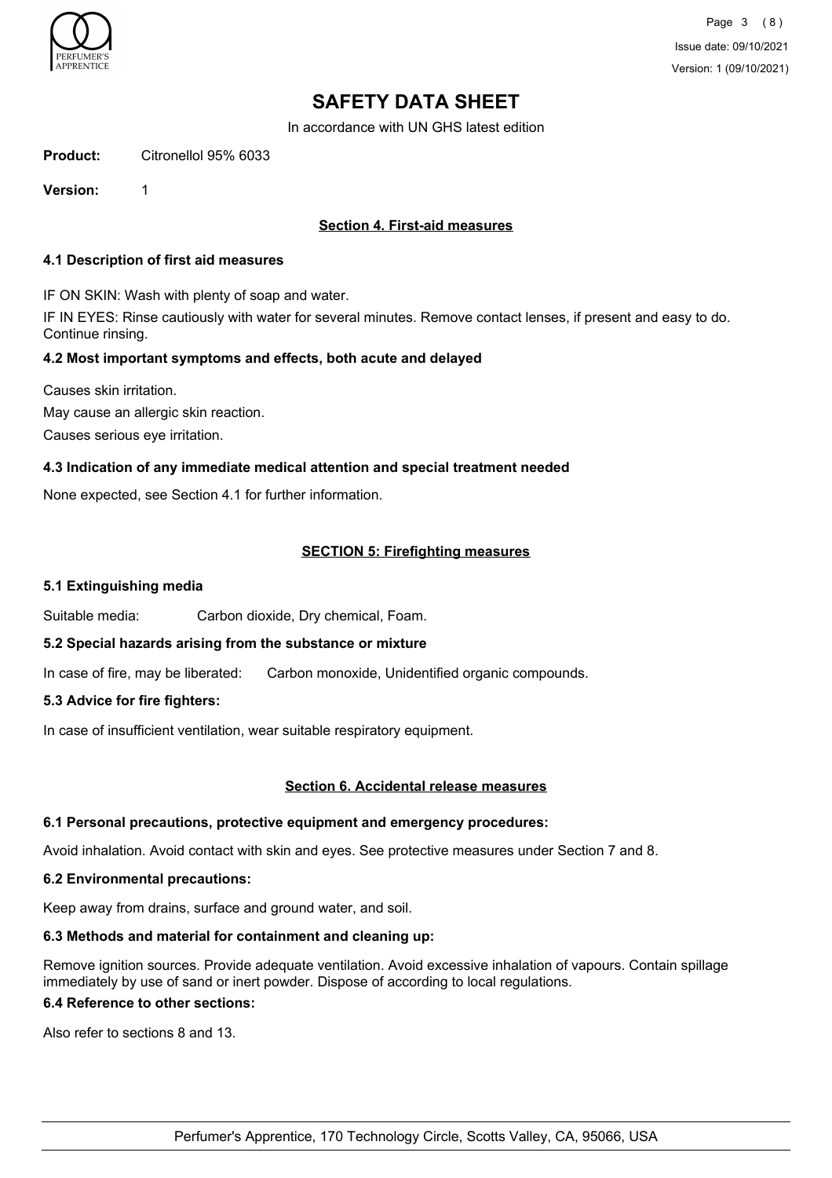# SAFETY DATA SHEET

In accordance with UN GHS latest edition

**Product:** Citronellol 95% 6033

**Version:** 1

## Section 4. First-aid measures

### 4.1 Description of first aid measures

IF ON SKIN: Wash with plenty of soap and water.

IF IN EYES: Rinse cautiously with water for several minutes. Remove contact lenses, if present and easy to do. Continue rinsing.

### 4.2 Most important symptoms and effects, both acute and delayed

Causes skin irritation.

May cause an allergic skin reaction.

Causes serious eye irritation.

### 4.3 Indication of any immediate medical attention and special treatment needed

None expected, see Section 4.1 for further information.

## SECTION 5: Firefighting measures

### 5.1 Extinguishing media

Suitable media: Carbon dioxide, Dry chemical, Foam.

### 5.2 Special hazards arising from the substance or mixture

In case of fire, may be liberated: Carbon monoxide, Unidentified organic compounds.

### 5.3 Advice for fire fighters:

In case of insufficient ventilation, wear suitable respiratory equipment.

## Section 6. Accidental release measures

### 6.1 Personal precautions, protective equipment and emergency procedures:

Avoid inhalation. Avoid contact with skin and eyes. See protective measures under Section 7 and 8.

### 6.2 Environmental precautions:

Keep away from drains, surface and ground water, and soil.

### 6.3 Methods and material for containment and cleaning up:

Remove ignition sources. Provide adequate ventilation. Avoid excessive inhalation of vapours. Contain spillage immediately by use of sand or inert powder. Dispose of according to local regulations.

### 6.4 Reference to other sections:

Also refer to sections 8 and 13.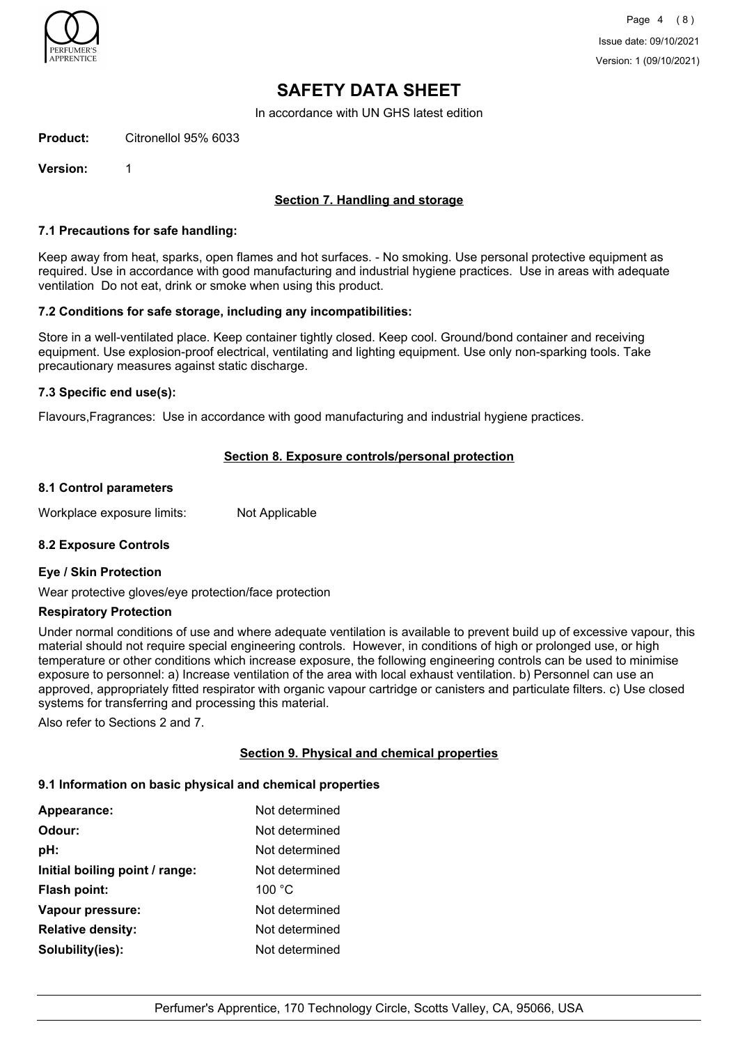# SAFETY DATA SHEET

In accordance with UN GHS latest edition

**Product:** Citronellol 95% 6033

**Version:** 1

## Section 7. Handling and storage

### 7.1 Precautions for safe handling:

Keep away from heat, sparks, open flames and hot surfaces. - No smoking. Use personal protective equipment as required. Use in accordance with good manufacturing and industrial hygiene practices. Use in areas with adequate ventilation Do not eat, drink or smoke when using this product.

### 7.2 Conditions for safe storage, including any incompatibilities:

Store in a well-ventilated place. Keep container tightly closed. Keep cool. Ground/bond container and receiving equipment. Use explosion-proof electrical, ventilating and lighting equipment. Use only non-sparking tools. Take precautionary measures against static discharge.

### 7.3 Specific end use(s):

Flavours,Fragrances: Use in accordance with good manufacturing and industrial hygiene practices.

## Section 8. Exposure controls/personal protection

### 8.1 Control parameters

Workplace exposure limits: Not Applicable

### 8.2 Exposure Controls

**Eye / Skin Protection**

Wear protective gloves/eye protection/face protection

**Respiratory Protection**

Under normal conditions of use and where adequate ventilation is available to prevent build up of excessive vapour, this material should not require special engineering controls. However, in conditions of high or prolonged use, or high temperature or other conditions which increase exposure, the following engineering controls can be used to minimise exposure to personnel: a) Increase ventilation of the area with local exhaust ventilation. b) Personnel can use an approved, appropriately fitted respirator with organic vapour cartridge or canisters and particulate filters. c) Use closed systems for transferring and processing this material.

Also refer to Sections 2 and 7.

## Section 9. Physical and chemical properties

### 9.1 Information on basic physical and chemical properties

| | |
|---|---|
| **Appearance:** | Not determined |
| **Odour:** | Not determined |
| **pH:** | Not determined |
| **Initial boiling point / range:** | Not determined |
| **Flash point:** | 100 °C |
| **Vapour pressure:** | Not determined |
| **Relative density:** | Not determined |
| **Solubility(ies):** | Not determined |

Perfumer's Apprentice, 170 Technology Circle, Scotts Valley, CA, 95066, USA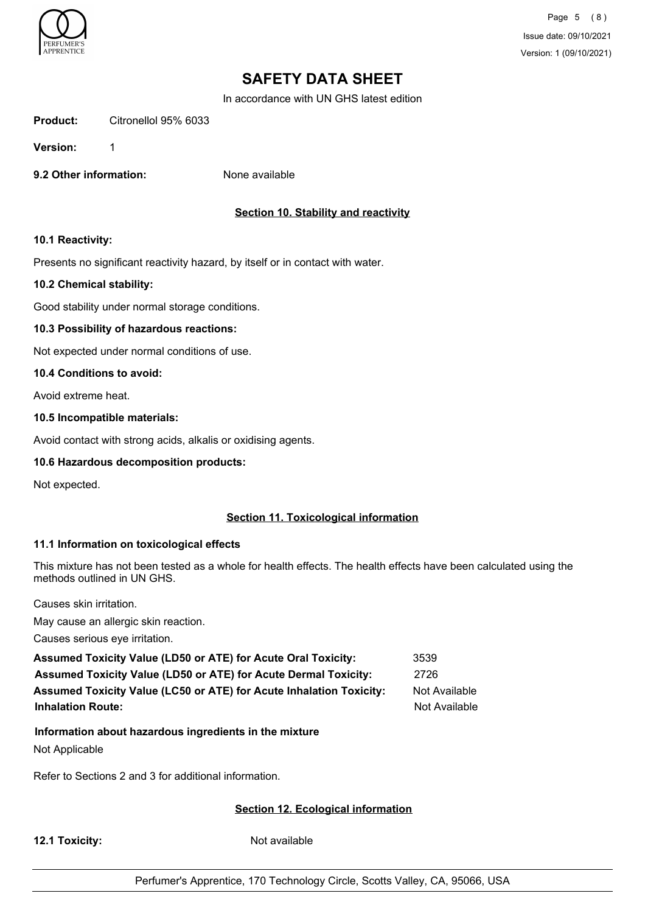# SAFETY DATA SHEET

In accordance with UN GHS latest edition

**Product:** Citronellol 95% 6033

**Version:** 1

**9.2 Other information:** None available

## Section 10. Stability and reactivity

### 10.1 Reactivity:

Presents no significant reactivity hazard, by itself or in contact with water.

### 10.2 Chemical stability:

Good stability under normal storage conditions.

### 10.3 Possibility of hazardous reactions:

Not expected under normal conditions of use.

### 10.4 Conditions to avoid:

Avoid extreme heat.

### 10.5 Incompatible materials:

Avoid contact with strong acids, alkalis or oxidising agents.

### 10.6 Hazardous decomposition products:

Not expected.

## Section 11. Toxicological information

### 11.1 Information on toxicological effects

This mixture has not been tested as a whole for health effects. The health effects have been calculated using the methods outlined in UN GHS.

Causes skin irritation.

May cause an allergic skin reaction.

Causes serious eye irritation.

| | |
|---|---|
| **Assumed Toxicity Value (LD50 or ATE) for Acute Oral Toxicity:** | 3539 |
| **Assumed Toxicity Value (LD50 or ATE) for Acute Dermal Toxicity:** | 2726 |
| **Assumed Toxicity Value (LC50 or ATE) for Acute Inhalation Toxicity:** | Not Available |
| **Inhalation Route:** | Not Available |

**Information about hazardous ingredients in the mixture**

Not Applicable

Refer to Sections 2 and 3 for additional information.

## Section 12. Ecological information

**12.1 Toxicity:** Not available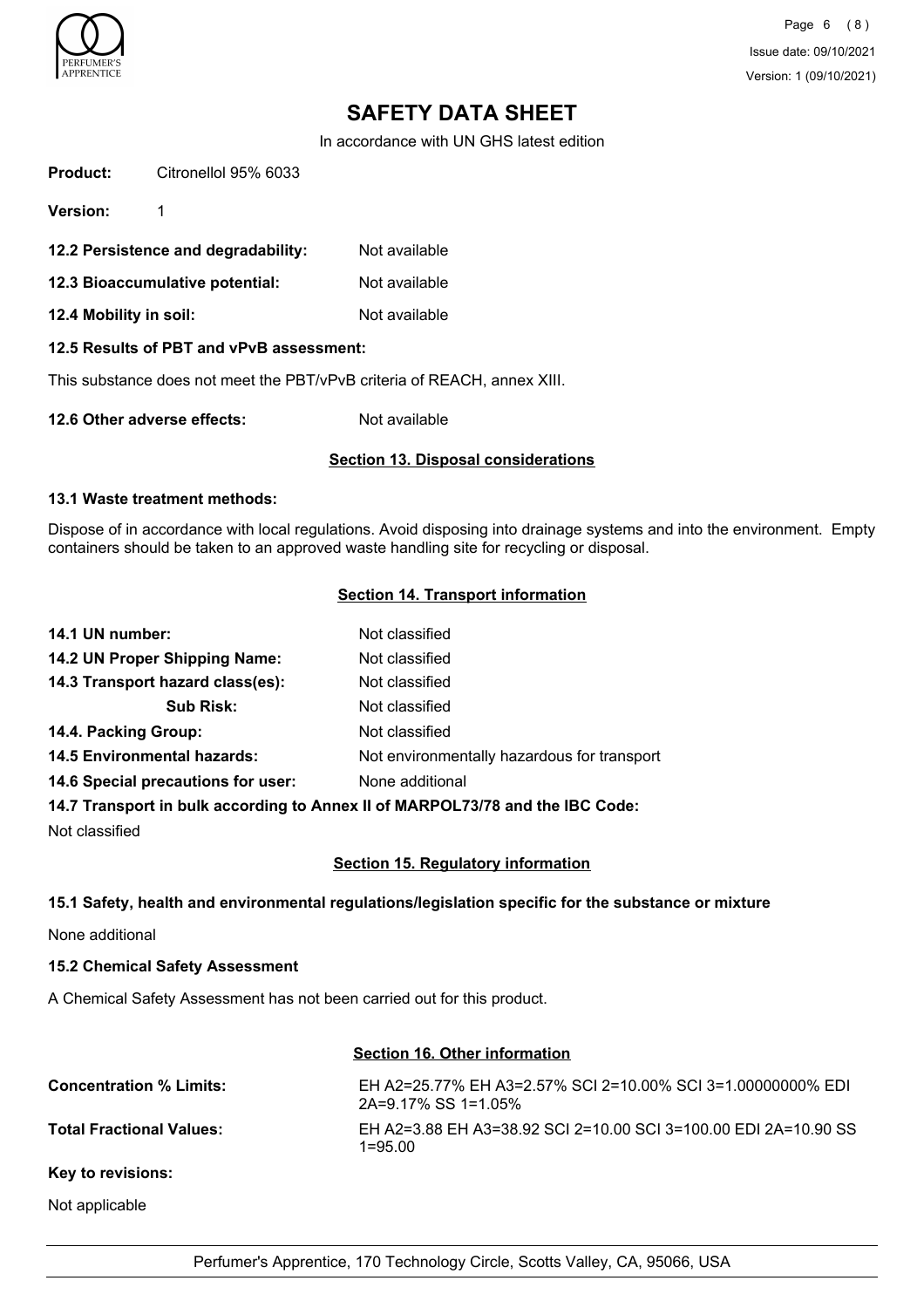# SAFETY DATA SHEET

In accordance with UN GHS latest edition

**Product:** Citronellol 95% 6033

**Version:** 1

**12.2 Persistence and degradability:** Not available

**12.3 Bioaccumulative potential:** Not available

**12.4 Mobility in soil:** Not available

**12.5 Results of PBT and vPvB assessment:**

This substance does not meet the PBT/vPvB criteria of REACH, annex XIII.

**12.6 Other adverse effects:** Not available

## Section 13. Disposal considerations

**13.1 Waste treatment methods:**

Dispose of in accordance with local regulations. Avoid disposing into drainage systems and into the environment. Empty containers should be taken to an approved waste handling site for recycling or disposal.

## Section 14. Transport information

**14.1 UN number:** Not classified

**14.2 UN Proper Shipping Name:** Not classified

**14.3 Transport hazard class(es):** Not classified

**Sub Risk:** Not classified

**14.4. Packing Group:** Not classified

**14.5 Environmental hazards:** Not environmentally hazardous for transport

**14.6 Special precautions for user:** None additional

**14.7 Transport in bulk according to Annex II of MARPOL73/78 and the IBC Code:**

Not classified

## Section 15. Regulatory information

**15.1 Safety, health and environmental regulations/legislation specific for the substance or mixture**

None additional

**15.2 Chemical Safety Assessment**

A Chemical Safety Assessment has not been carried out for this product.

## Section 16. Other information

**Concentration % Limits:** EH A2=25.77% EH A3=2.57% SCI 2=10.00% SCI 3=1.00000000% EDI 2A=9.17% SS 1=1.05%

**Total Fractional Values:** EH A2=3.88 EH A3=38.92 SCI 2=10.00 SCI 3=100.00 EDI 2A=10.90 SS 1=95.00

**Key to revisions:**

Not applicable

Perfumer's Apprentice, 170 Technology Circle, Scotts Valley, CA, 95066, USA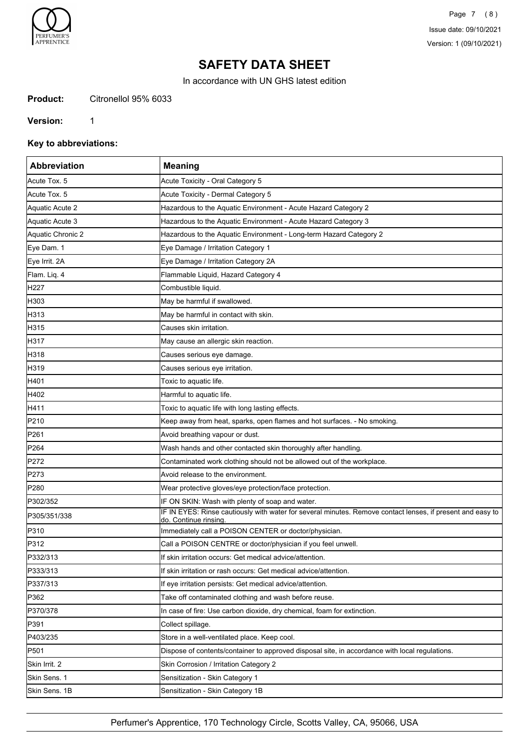# SAFETY DATA SHEET

In accordance with UN GHS latest edition

**Product:** Citronellol 95% 6033

**Version:** 1

**Key to abbreviations:**

| Abbreviation | Meaning |
|---|---|
| Acute Tox. 5 | Acute Toxicity - Oral Category 5 |
| Acute Tox. 5 | Acute Toxicity - Dermal Category 5 |
| Aquatic Acute 2 | Hazardous to the Aquatic Environment - Acute Hazard Category 2 |
| Aquatic Acute 3 | Hazardous to the Aquatic Environment - Acute Hazard Category 3 |
| Aquatic Chronic 2 | Hazardous to the Aquatic Environment - Long-term Hazard Category 2 |
| Eye Dam. 1 | Eye Damage / Irritation Category 1 |
| Eye Irrit. 2A | Eye Damage / Irritation Category 2A |
| Flam. Liq. 4 | Flammable Liquid, Hazard Category 4 |
| H227 | Combustible liquid. |
| H303 | May be harmful if swallowed. |
| H313 | May be harmful in contact with skin. |
| H315 | Causes skin irritation. |
| H317 | May cause an allergic skin reaction. |
| H318 | Causes serious eye damage. |
| H319 | Causes serious eye irritation. |
| H401 | Toxic to aquatic life. |
| H402 | Harmful to aquatic life. |
| H411 | Toxic to aquatic life with long lasting effects. |
| P210 | Keep away from heat, sparks, open flames and hot surfaces. - No smoking. |
| P261 | Avoid breathing vapour or dust. |
| P264 | Wash hands and other contacted skin thoroughly after handling. |
| P272 | Contaminated work clothing should not be allowed out of the workplace. |
| P273 | Avoid release to the environment. |
| P280 | Wear protective gloves/eye protection/face protection. |
| P302/352 | IF ON SKIN: Wash with plenty of soap and water. |
| P305/351/338 | IF IN EYES: Rinse cautiously with water for several minutes. Remove contact lenses, if present and easy to do. Continue rinsing. |
| P310 | Immediately call a POISON CENTER or doctor/physician. |
| P312 | Call a POISON CENTRE or doctor/physician if you feel unwell. |
| P332/313 | If skin irritation occurs: Get medical advice/attention. |
| P333/313 | If skin irritation or rash occurs: Get medical advice/attention. |
| P337/313 | If eye irritation persists: Get medical advice/attention. |
| P362 | Take off contaminated clothing and wash before reuse. |
| P370/378 | In case of fire: Use carbon dioxide, dry chemical, foam for extinction. |
| P391 | Collect spillage. |
| P403/235 | Store in a well-ventilated place. Keep cool. |
| P501 | Dispose of contents/container to approved disposal site, in accordance with local regulations. |
| Skin Irrit. 2 | Skin Corrosion / Irritation Category 2 |
| Skin Sens. 1 | Sensitization - Skin Category 1 |
| Skin Sens. 1B | Sensitization - Skin Category 1B |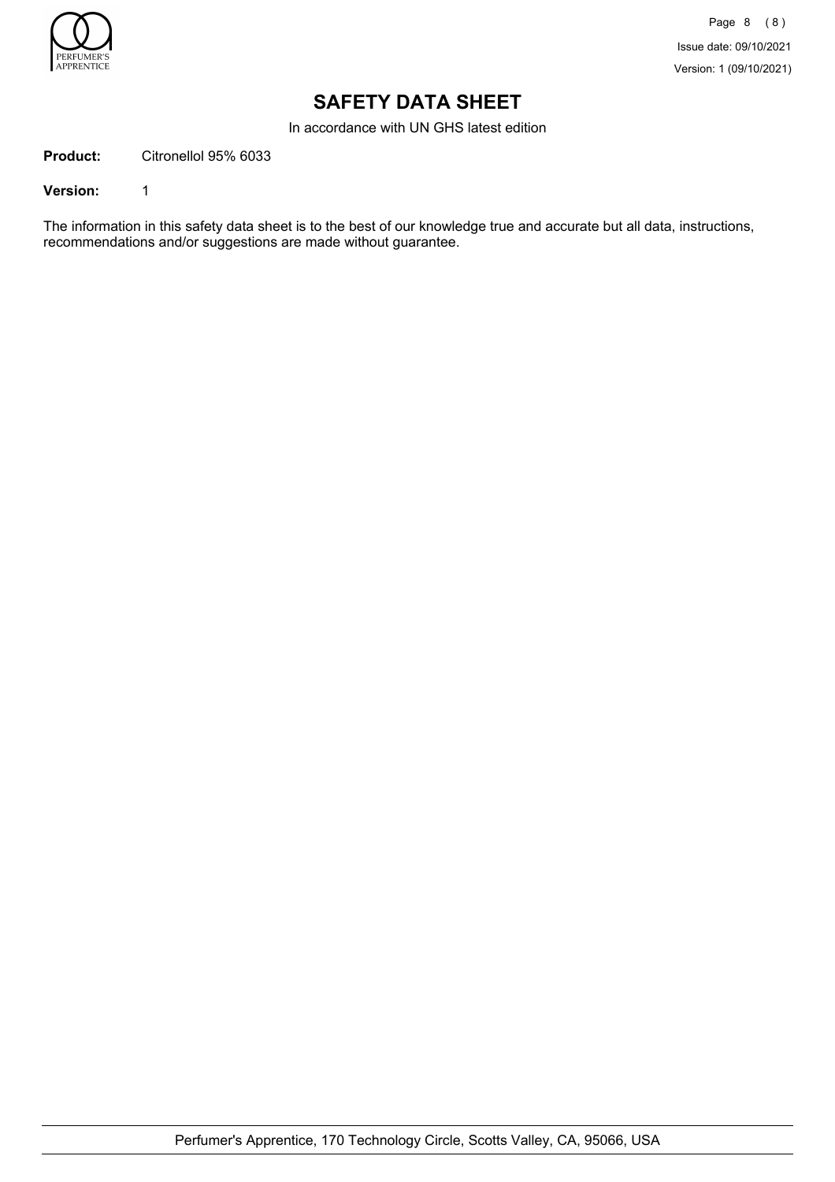# SAFETY DATA SHEET

In accordance with UN GHS latest edition

**Product:** Citronellol 95% 6033

**Version:** 1

The information in this safety data sheet is to the best of our knowledge true and accurate but all data, instructions, recommendations and/or suggestions are made without guarantee.